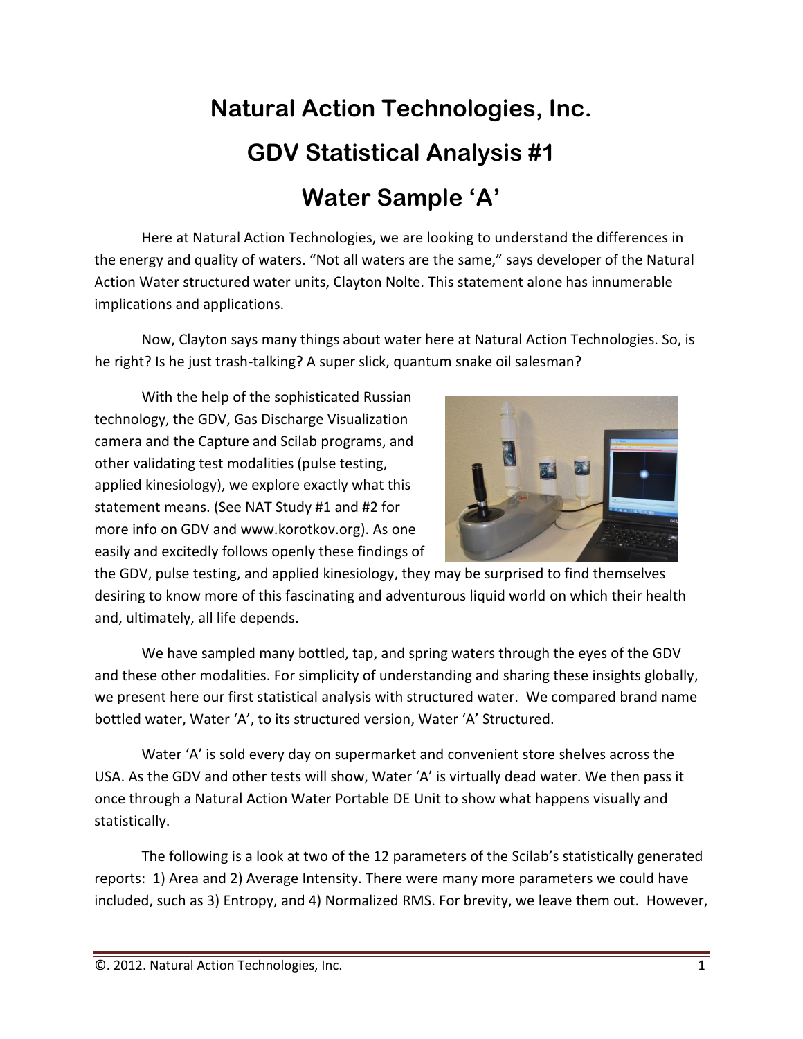# Natural Action Technologies, Inc.

# GDV Statistical Analysis #1

# Water Sample 'A'

Here at Natural Action Technologies, we are looking to understand the differences in the energy and quality of waters. "Not all waters are the same," says developer of the Natural Action Water structured water units, Clayton Nolte. This statement alone has innumerable implications and applications.

Now, Clayton says many things about water here at Natural Action Technologies. So, is he right? Is he just trash-talking? A super slick, quantum snake oil salesman?

With the help of the sophisticated Russian technology, the GDV, Gas Discharge Visualization camera and the Capture and Scilab programs, and other validating test modalities (pulse testing, applied kinesiology), we explore exactly what this statement means. (See NAT Study #1 and #2 for more info on GDV and www.korotkov.org). As one easily and excitedly follows openly these findings of the GDV, pulse testing, and applied kinesiology, they may be surprised to find themselves desiring to know more of this fascinating and adventurous liquid world on which their health and, ultimately, all life depends.

We have sampled many bottled, tap, and spring waters through the eyes of the GDV and these other modalities. For simplicity of understanding and sharing these insights globally, we present here our first statistical analysis with structured water. We compared brand name bottled water, Water 'A', to its structured version, Water 'A' Structured.

Water 'A' is sold every day on supermarket and convenient store shelves across the USA. As the GDV and other tests will show, Water 'A' is virtually dead water. We then pass it once through a Natural Action Water Portable DE Unit to show what happens visually and statistically.

The following is a look at two of the 12 parameters of the Scilab's statistically generated reports: 1) Area and 2) Average Intensity. There were many more parameters we could have included, such as 3) Entropy, and 4) Normalized RMS. For brevity, we leave them out. However,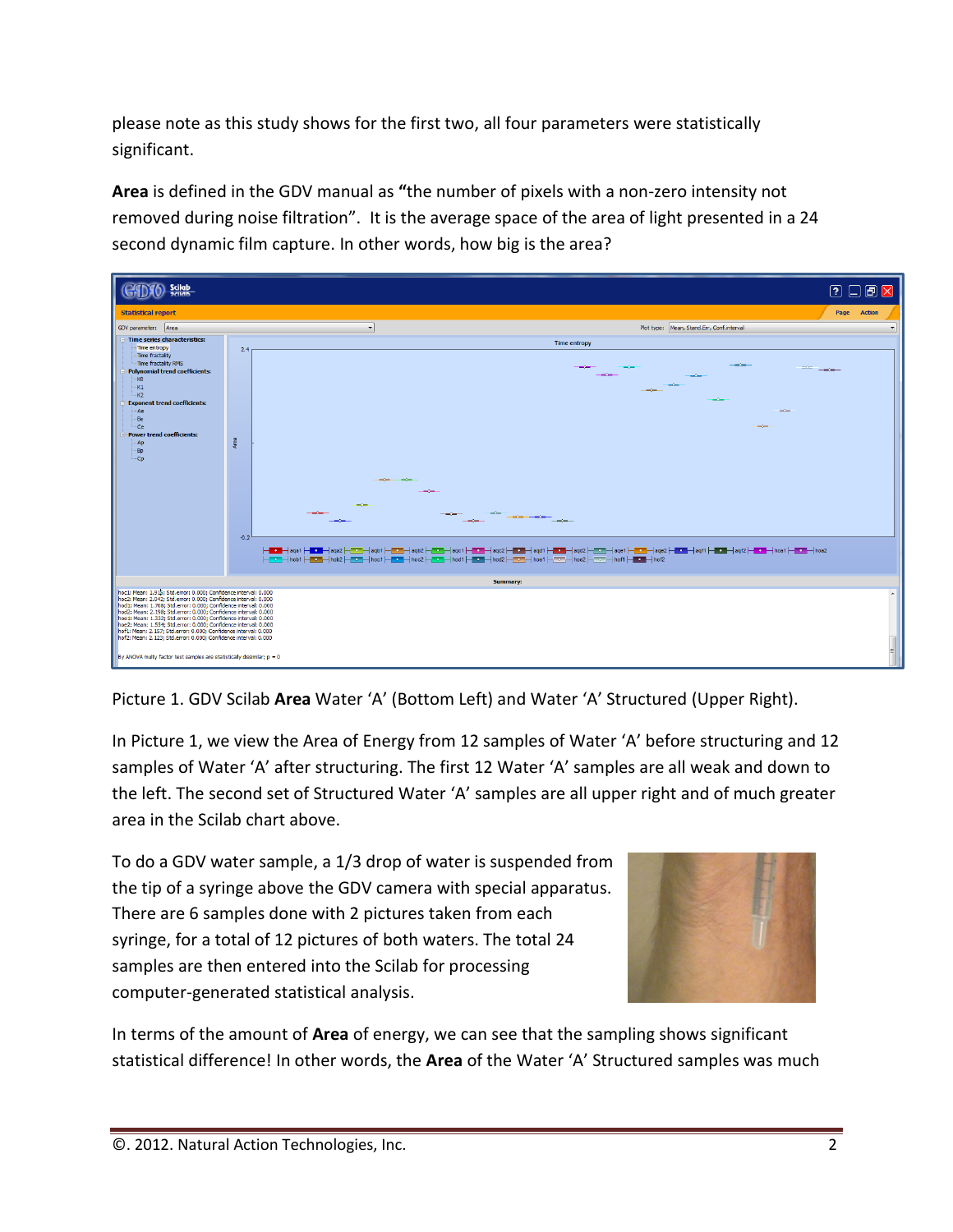please note as this study shows for the first two, all four parameters were statistically significant.

**Area** is defined in the GDV manual as **"**the number of pixels with a non-zero intensity not removed during noise filtration". It is the average space of the area of light presented in a 24 second dynamic film capture. In other words, how big is the area?

Picture 1. GDV Scilab **Area** Water 'A' (Bottom Left) and Water 'A' Structured (Upper Right).

In Picture 1, we view the Area of Energy from 12 samples of Water 'A' before structuring and 12 samples of Water 'A' after structuring. The first 12 Water 'A' samples are all weak and down to the left. The second set of Structured Water 'A' samples are all upper right and of much greater area in the Scilab chart above.

To do a GDV water sample, a 1/3 drop of water is suspended from the tip of a syringe above the GDV camera with special apparatus. There are 6 samples done with 2 pictures taken from each syringe, for a total of 12 pictures of both waters. The total 24 samples are then entered into the Scilab for processing computer-generated statistical analysis.

In terms of the amount of **Area** of energy, we can see that the sampling shows significant statistical difference! In other words, the **Area** of the Water 'A' Structured samples was much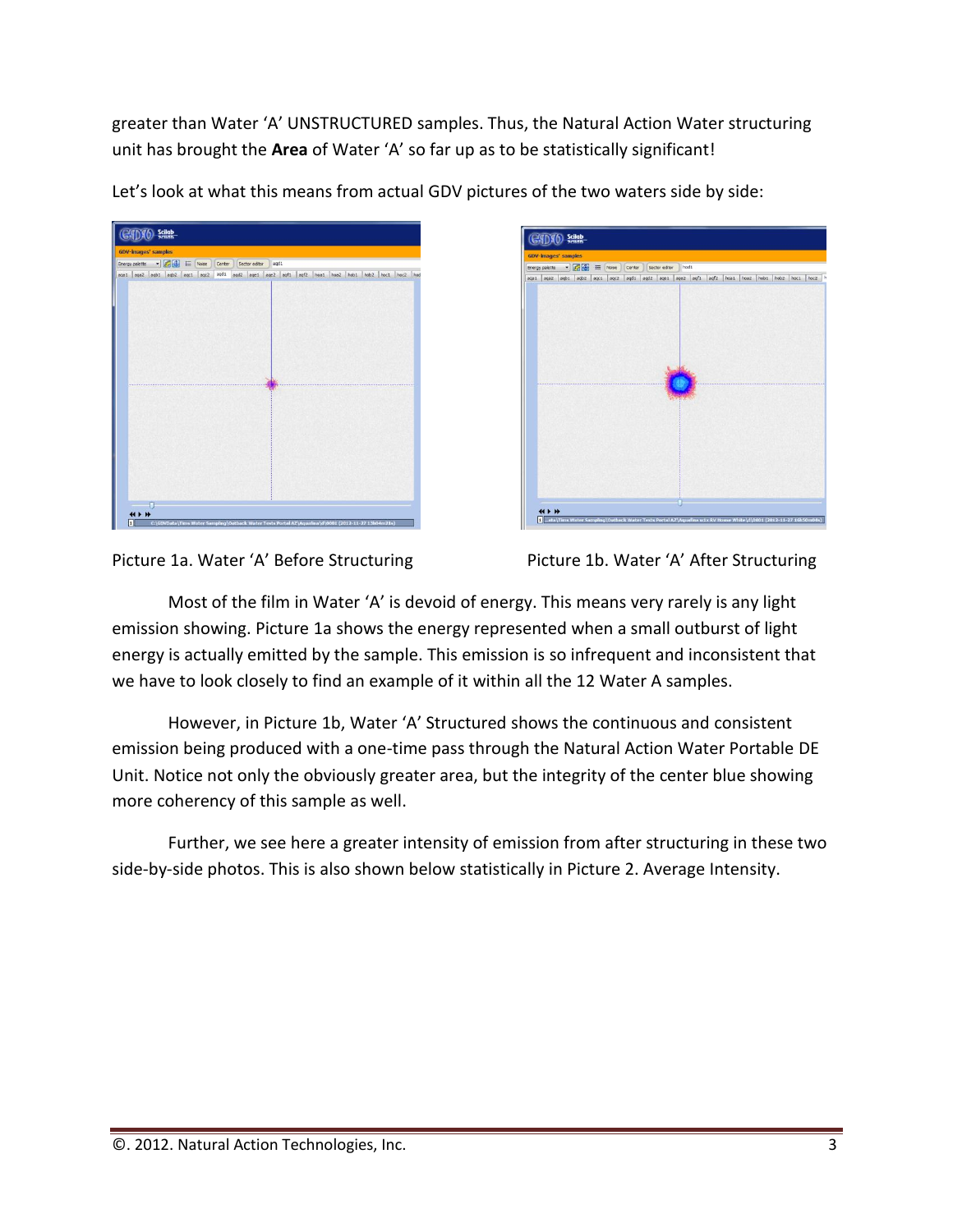greater than Water 'A' UNSTRUCTURED samples. Thus, the Natural Action Water structuring unit has brought the **Area** of Water 'A' so far up as to be statistically significant!

Let's look at what this means from actual GDV pictures of the two waters side by side:

Picture 1a. Water 'A' Before Structuring

Picture 1b. Water 'A' After Structuring

Most of the film in Water 'A' is devoid of energy. This means very rarely is any light emission showing. Picture 1a shows the energy represented when a small outburst of light energy is actually emitted by the sample. This emission is so infrequent and inconsistent that we have to look closely to find an example of it within all the 12 Water A samples.

However, in Picture 1b, Water 'A' Structured shows the continuous and consistent emission being produced with a one-time pass through the Natural Action Water Portable DE Unit. Notice not only the obviously greater area, but the integrity of the center blue showing more coherency of this sample as well.

Further, we see here a greater intensity of emission from after structuring in these two side-by-side photos. This is also shown below statistically in Picture 2. Average Intensity.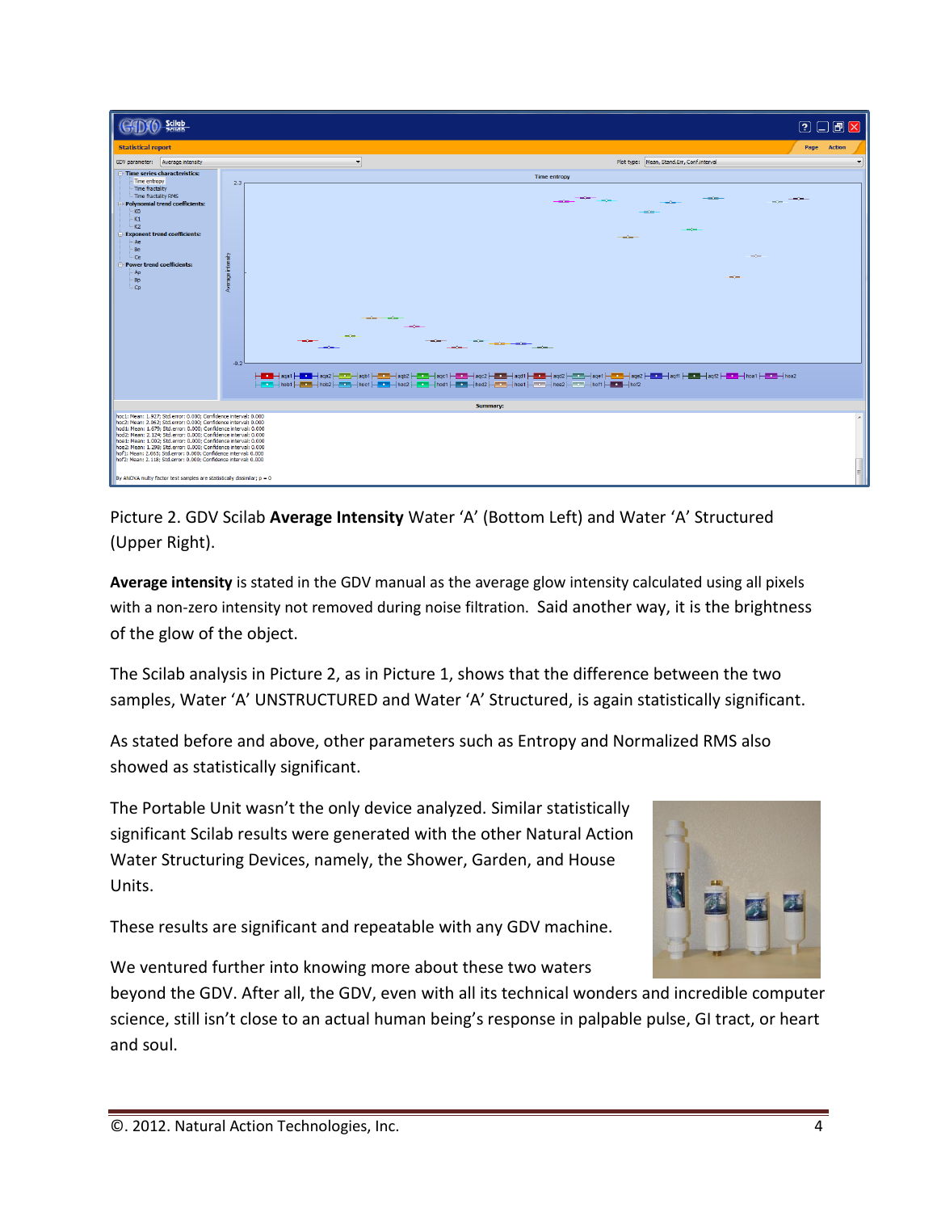Picture 2. GDV Scilab **Average Intensity** Water 'A' (Bottom Left) and Water 'A' Structured (Upper Right).

**Average intensity** is stated in the GDV manual as the average glow intensity calculated using all pixels with a non-zero intensity not removed during noise filtration. Said another way, it is the brightness of the glow of the object.

The Scilab analysis in Picture 2, as in Picture 1, shows that the difference between the two samples, Water 'A' UNSTRUCTURED and Water 'A' Structured, is again statistically significant.

As stated before and above, other parameters such as Entropy and Normalized RMS also showed as statistically significant.

The Portable Unit wasn't the only device analyzed. Similar statistically significant Scilab results were generated with the other Natural Action Water Structuring Devices, namely, the Shower, Garden, and House Units.

These results are significant and repeatable with any GDV machine.

We ventured further into knowing more about these two waters beyond the GDV. After all, the GDV, even with all its technical wonders and incredible computer science, still isn't close to an actual human being's response in palpable pulse, GI tract, or heart and soul.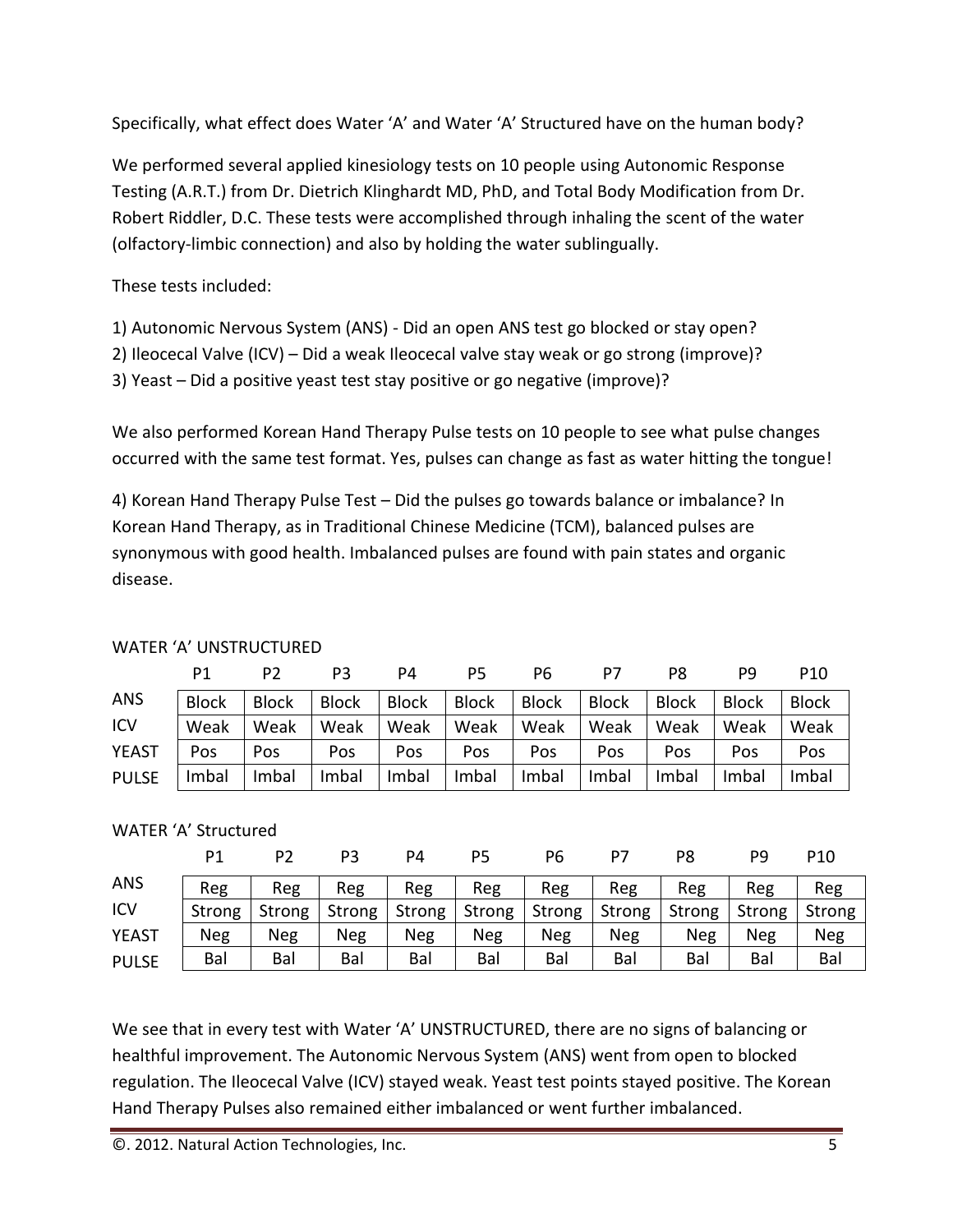Specifically, what effect does Water 'A' and Water 'A' Structured have on the human body?

We performed several applied kinesiology tests on 10 people using Autonomic Response Testing (A.R.T.) from Dr. Dietrich Klinghardt MD, PhD, and Total Body Modification from Dr. Robert Riddler, D.C. These tests were accomplished through inhaling the scent of the water (olfactory-limbic connection) and also by holding the water sublingually.

These tests included:

1) Autonomic Nervous System (ANS) - Did an open ANS test go blocked or stay open?
2) Ileocecal Valve (ICV) – Did a weak Ileocecal valve stay weak or go strong (improve)?
3) Yeast – Did a positive yeast test stay positive or go negative (improve)?

We also performed Korean Hand Therapy Pulse tests on 10 people to see what pulse changes occurred with the same test format. Yes, pulses can change as fast as water hitting the tongue!

4) Korean Hand Therapy Pulse Test – Did the pulses go towards balance or imbalance? In Korean Hand Therapy, as in Traditional Chinese Medicine (TCM), balanced pulses are synonymous with good health. Imbalanced pulses are found with pain states and organic disease.

WATER 'A' UNSTRUCTURED

| | P1 | P2 | P3 | P4 | P5 | P6 | P7 | P8 | P9 | P10 |
|---|---|---|---|---|---|---|---|---|---|---|
| ANS | Block | Block | Block | Block | Block | Block | Block | Block | Block | Block |
| ICV | Weak | Weak | Weak | Weak | Weak | Weak | Weak | Weak | Weak | Weak |
| YEAST | Pos | Pos | Pos | Pos | Pos | Pos | Pos | Pos | Pos | Pos |
| PULSE | Imbal | Imbal | Imbal | Imbal | Imbal | Imbal | Imbal | Imbal | Imbal | Imbal |

WATER 'A' Structured

| | P1 | P2 | P3 | P4 | P5 | P6 | P7 | P8 | P9 | P10 |
|---|---|---|---|---|---|---|---|---|---|---|
| ANS | Reg | Reg | Reg | Reg | Reg | Reg | Reg | Reg | Reg | Reg |
| ICV | Strong | Strong | Strong | Strong | Strong | Strong | Strong | Strong | Strong | Strong |
| YEAST | Neg | Neg | Neg | Neg | Neg | Neg | Neg | Neg | Neg | Neg |
| PULSE | Bal | Bal | Bal | Bal | Bal | Bal | Bal | Bal | Bal | Bal |

We see that in every test with Water 'A' UNSTRUCTURED, there are no signs of balancing or healthful improvement. The Autonomic Nervous System (ANS) went from open to blocked regulation. The Ileocecal Valve (ICV) stayed weak. Yeast test points stayed positive. The Korean Hand Therapy Pulses also remained either imbalanced or went further imbalanced.

©. 2012. Natural Action Technologies, Inc.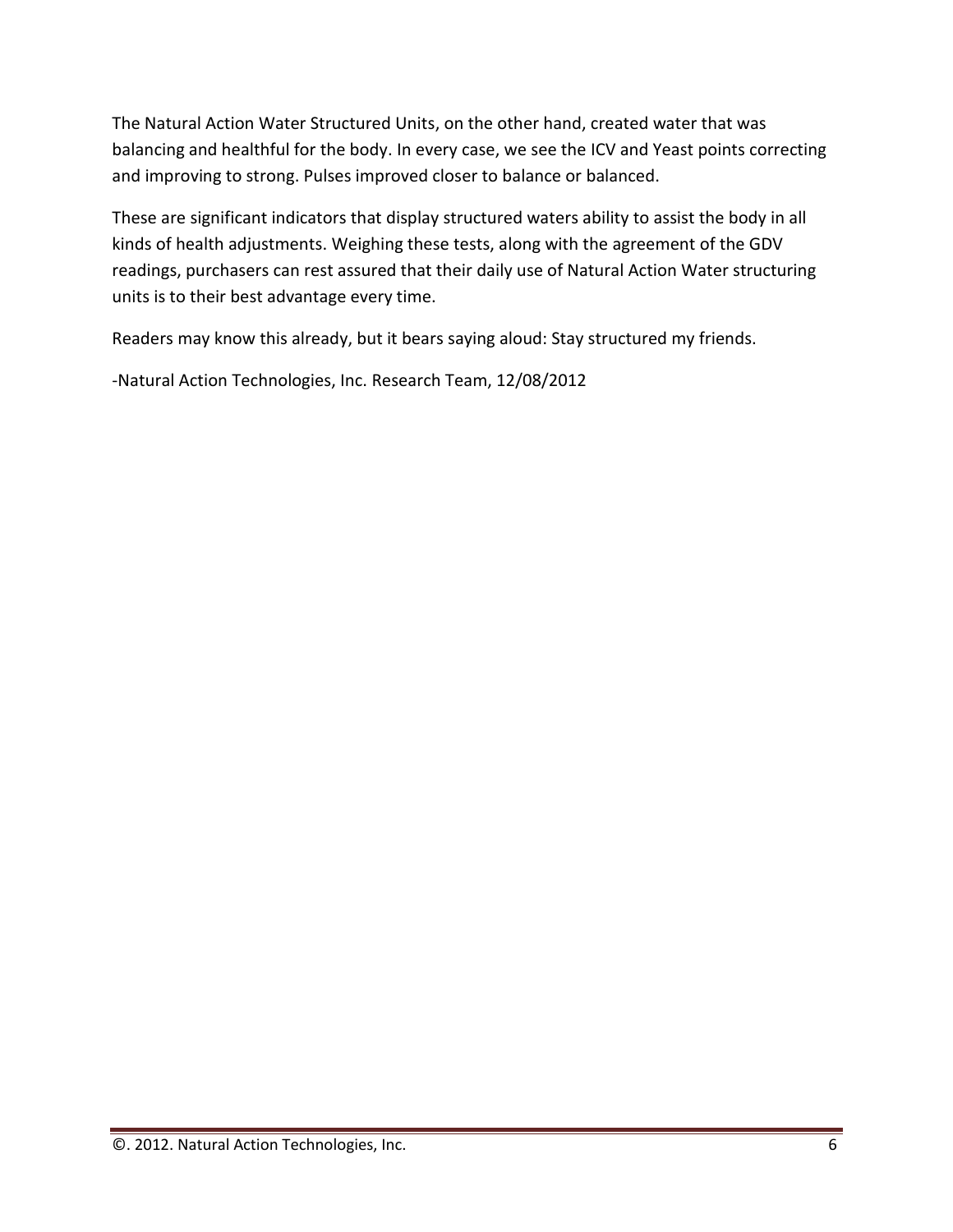The Natural Action Water Structured Units, on the other hand, created water that was balancing and healthful for the body. In every case, we see the ICV and Yeast points correcting and improving to strong. Pulses improved closer to balance or balanced.

These are significant indicators that display structured waters ability to assist the body in all kinds of health adjustments. Weighing these tests, along with the agreement of the GDV readings, purchasers can rest assured that their daily use of Natural Action Water structuring units is to their best advantage every time.

Readers may know this already, but it bears saying aloud: Stay structured my friends.

-Natural Action Technologies, Inc. Research Team, 12/08/2012